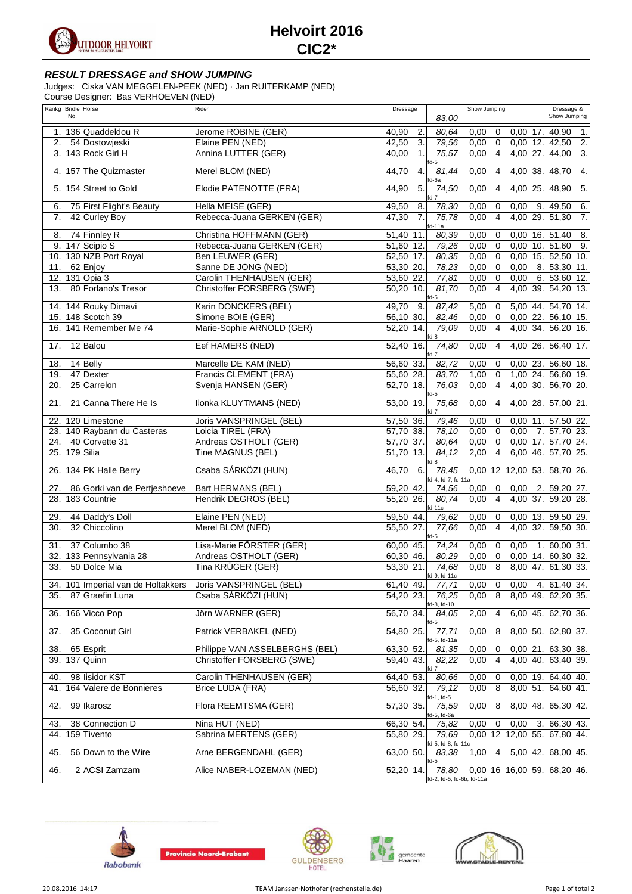# Helvoirt 2016
# CIC2*

### *RESULT DRESSAGE and SHOW JUMPING*

Judges: Ciska VAN MEGGELEN-PEEK (NED) · Jan RUITERKAMP (NED)
Course Designer: Bas VERHOEVEN (NED)

| Rankg | Bridle No. | Horse | Rider | Dressage | | Show Jumping 83,00 | | | | | Dressage & Show Jumping | |
|---|---|---|---|---|---|---|---|---|---|---|---|---|
| 1. | 136 | Quaddeldou R | Jerome ROBINE (GER) | 40,90 | 2. | 80,64 | 0,00 | 0 | 0,00 | 17. | 40,90 | 1. |
| 2. | 54 | Dostowjeski | Elaine PEN (NED) | 42,50 | 3. | 79,56 | 0,00 | 0 | 0,00 | 12. | 42,50 | 2. |
| 3. | 143 | Rock Girl H | Annina LUTTER (GER) | 40,00 | 1. | 75,57 fd-5 | 0,00 | 4 | 4,00 | 27. | 44,00 | 3. |
| 4. | 157 | The Quizmaster | Merel BLOM (NED) | 44,70 | 4. | 81,44 fd-6a | 0,00 | 4 | 4,00 | 38. | 48,70 | 4. |
| 5. | 154 | Street to Gold | Elodie PATENOTTE (FRA) | 44,90 | 5. | 74,50 fd-7 | 0,00 | 4 | 4,00 | 25. | 48,90 | 5. |
| 6. | 75 | First Flight's Beauty | Hella MEISE (GER) | 49,50 | 8. | 78,30 | 0,00 | 0 | 0,00 | 9. | 49,50 | 6. |
| 7. | 42 | Curley Boy | Rebecca-Juana GERKEN (GER) | 47,30 | 7. | 75,78 fd-11a | 0,00 | 4 | 4,00 | 29. | 51,30 | 7. |
| 8. | 74 | Finnley R | Christina HOFFMANN (GER) | 51,40 | 11. | 80,39 | 0,00 | 0 | 0,00 | 16. | 51,40 | 8. |
| 9. | 147 | Scipio S | Rebecca-Juana GERKEN (GER) | 51,60 | 12. | 79,26 | 0,00 | 0 | 0,00 | 10. | 51,60 | 9. |
| 10. | 130 | NZB Port Royal | Ben LEUWER (GER) | 52,50 | 17. | 80,35 | 0,00 | 0 | 0,00 | 15. | 52,50 | 10. |
| 11. | 62 | Enjoy | Sanne DE JONG (NED) | 53,30 | 20. | 78,23 | 0,00 | 0 | 0,00 | 8. | 53,30 | 11. |
| 12. | 131 | Opia 3 | Carolin THENHAUSEN (GER) | 53,60 | 22. | 77,81 | 0,00 | 0 | 0,00 | 6. | 53,60 | 12. |
| 13. | 80 | Forlano's Tresor | Christoffer FORSBERG (SWE) | 50,20 | 10. | 81,70 fd-5 | 0,00 | 4 | 4,00 | 39. | 54,20 | 13. |
| 14. | 144 | Rouky Dimavi | Karin DONCKERS (BEL) | 49,70 | 9. | 87,42 | 5,00 | 0 | 5,00 | 44. | 54,70 | 14. |
| 15. | 148 | Scotch 39 | Simone BOIE (GER) | 56,10 | 30. | 82,46 | 0,00 | 0 | 0,00 | 22. | 56,10 | 15. |
| 16. | 141 | Remember Me 74 | Marie-Sophie ARNOLD (GER) | 52,20 | 14. | 79,09 fd-8 | 0,00 | 4 | 4,00 | 34. | 56,20 | 16. |
| 17. | 12 | Balou | Eef HAMERS (NED) | 52,40 | 16. | 74,80 fd-7 | 0,00 | 4 | 4,00 | 26. | 56,40 | 17. |
| 18. | 14 | Belly | Marcelle DE KAM (NED) | 56,60 | 33. | 82,72 | 0,00 | 0 | 0,00 | 23. | 56,60 | 18. |
| 19. | 47 | Dexter | Francis CLEMENT (FRA) | 55,60 | 28. | 83,70 | 1,00 | 0 | 1,00 | 24. | 56,60 | 19. |
| 20. | 25 | Carrelon | Svenja HANSEN (GER) | 52,70 | 18. | 76,03 fd-5 | 0,00 | 4 | 4,00 | 30. | 56,70 | 20. |
| 21. | 21 | Canna There He Is | Ilonka KLUYTMANS (NED) | 53,00 | 19. | 75,68 fd-7 | 0,00 | 4 | 4,00 | 28. | 57,00 | 21. |
| 22. | 120 | Limestone | Joris VANSPRINGEL (BEL) | 57,50 | 36. | 79,46 | 0,00 | 0 | 0,00 | 11. | 57,50 | 22. |
| 23. | 140 | Raybann du Casteras | Loicia TIREL (FRA) | 57,70 | 38. | 78,10 | 0,00 | 0 | 0,00 | 7. | 57,70 | 23. |
| 24. | 40 | Corvette 31 | Andreas OSTHOLT (GER) | 57,70 | 37. | 80,64 | 0,00 | 0 | 0,00 | 17. | 57,70 | 24. |
| 25. | 179 | Silia | Tine MAGNUS (BEL) | 51,70 | 13. | 84,12 fd-8 | 2,00 | 4 | 6,00 | 46. | 57,70 | 25. |
| 26. | 134 | PK Halle Berry | Csaba SÁRKÖZI (HUN) | 46,70 | 6. | 78,45 fd-4, fd-7, fd-11a | 0,00 | 12 | 12,00 | 53. | 58,70 | 26. |
| 27. | 86 | Gorki van de Pertjeshoeve | Bart HERMANS (BEL) | 59,20 | 42. | 74,56 | 0,00 | 0 | 0,00 | 2. | 59,20 | 27. |
| 28. | 183 | Countrie | Hendrik DEGROS (BEL) | 55,20 | 26. | 80,74 fd-11c | 0,00 | 4 | 4,00 | 37. | 59,20 | 28. |
| 29. | 44 | Daddy's Doll | Elaine PEN (NED) | 59,50 | 44. | 79,62 | 0,00 | 0 | 0,00 | 13. | 59,50 | 29. |
| 30. | 32 | Chiccolino | Merel BLOM (NED) | 55,50 | 27. | 77,66 fd-5 | 0,00 | 4 | 4,00 | 32. | 59,50 | 30. |
| 31. | 37 | Columbo 38 | Lisa-Marie FÖRSTER (GER) | 60,00 | 45. | 74,24 | 0,00 | 0 | 0,00 | 1. | 60,00 | 31. |
| 32. | 133 | Pennsylvania 28 | Andreas OSTHOLT (GER) | 60,30 | 46. | 80,29 | 0,00 | 0 | 0,00 | 14. | 60,30 | 32. |
| 33. | 50 | Dolce Mia | Tina KRÜGER (GER) | 53,30 | 21. | 74,68 fd-9, fd-11c | 0,00 | 8 | 8,00 | 47. | 61,30 | 33. |
| 34. | 101 | Imperial van de Holtakkers | Joris VANSPRINGEL (BEL) | 61,40 | 49. | 77,71 | 0,00 | 0 | 0,00 | 4. | 61,40 | 34. |
| 35. | 87 | Graefin Luna | Csaba SÁRKÖZI (HUN) | 54,20 | 23. | 76,25 fd-8, fd-10 | 0,00 | 8 | 8,00 | 49. | 62,20 | 35. |
| 36. | 166 | Vicco Pop | Jörn WARNER (GER) | 56,70 | 34. | 84,05 fd-5 | 2,00 | 4 | 6,00 | 45. | 62,70 | 36. |
| 37. | 35 | Coconut Girl | Patrick VERBAKEL (NED) | 54,80 | 25. | 77,71 fd-5, fd-11a | 0,00 | 8 | 8,00 | 50. | 62,80 | 37. |
| 38. | 65 | Esprit | Philippe VAN ASSELBERGHS (BEL) | 63,30 | 52. | 81,35 | 0,00 | 0 | 0,00 | 21. | 63,30 | 38. |
| 39. | 137 | Quinn | Christoffer FORSBERG (SWE) | 59,40 | 43. | 82,22 fd-7 | 0,00 | 4 | 4,00 | 40. | 63,40 | 39. |
| 40. | 98 | Iisidor KST | Carolin THENHAUSEN (GER) | 64,40 | 53. | 80,66 | 0,00 | 0 | 0,00 | 19. | 64,40 | 40. |
| 41. | 164 | Valere de Bonnieres | Brice LUDA (FRA) | 56,60 | 32. | 79,12 fd-1, fd-5 | 0,00 | 8 | 8,00 | 51. | 64,60 | 41. |
| 42. | 99 | Ikarosz | Flora REEMTSMA (GER) | 57,30 | 35. | 75,59 fd-5, fd-6a | 0,00 | 8 | 8,00 | 48. | 65,30 | 42. |
| 43. | 38 | Connection D | Nina HUT (NED) | 66,30 | 54. | 75,82 | 0,00 | 0 | 0,00 | 3. | 66,30 | 43. |
| 44. | 159 | Tivento | Sabrina MERTENS (GER) | 55,80 | 29. | 79,69 fd-5, fd-8, fd-11c | 0,00 | 12 | 12,00 | 55. | 67,80 | 44. |
| 45. | 56 | Down to the Wire | Arne BERGENDAHL (GER) | 63,00 | 50. | 83,38 fd-5 | 1,00 | 4 | 5,00 | 42. | 68,00 | 45. |
| 46. | 2 | ACSI Zamzam | Alice NABER-LOZEMAN (NED) | 52,20 | 14. | 78,80 fd-2, fd-5, fd-6b, fd-11a | 0,00 | 16 | 16,00 | 59. | 68,20 | 46. |

20.08.2016 14:17 — TEAM Janssen·Nothofer (rechenstelle.de)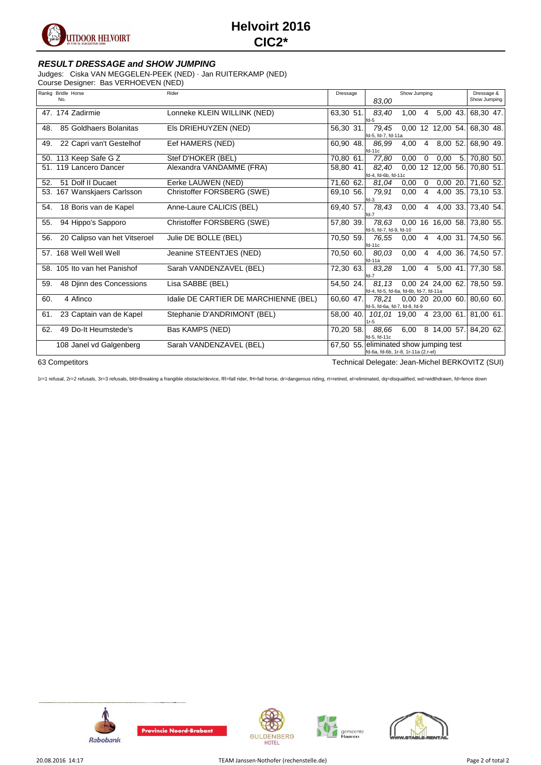# Helvoirt 2016

## CIC2*

### *RESULT DRESSAGE and SHOW JUMPING*

Judges: Ciska VAN MEGGELEN-PEEK (NED) · Jan RUITERKAMP (NED)

Course Designer: Bas VERHOEVEN (NED)

| Rankg | Bridle No. | Horse | Rider | Dressage | | Show Jumping 83,00 | | | | | Dressage & Show Jumping | |
|---|---|---|---|---|---|---|---|---|---|---|---|---|
| 47. | 174 | Zadirmie | Lonneke KLEIN WILLINK (NED) | 63,30 | 51. | 83,40 fd-5 | 1,00 | 4 | 5,00 | 43. | 68,30 | 47. |
| 48. | 85 | Goldhaers Bolanitas | Els DRIEHUYZEN (NED) | 56,30 | 31. | 79,45 fd-5, fd-7, fd-11a | 0,00 | 12 | 12,00 | 54. | 68,30 | 48. |
| 49. | 22 | Capri van't Gestelhof | Eef HAMERS (NED) | 60,90 | 48. | 86,99 fd-11c | 4,00 | 4 | 8,00 | 52. | 68,90 | 49. |
| 50. | 113 | Keep Safe G Z | Stef D'HOKER (BEL) | 70,80 | 61. | 77,80 | 0,00 | 0 | 0,00 | 5. | 70,80 | 50. |
| 51. | 119 | Lancero Dancer | Alexandra VANDAMME (FRA) | 58,80 | 41. | 82,40 fd-4, fd-6b, fd-11c | 0,00 | 12 | 12,00 | 56. | 70,80 | 51. |
| 52. | 51 | Dolf II Ducaet | Eerke LAUWEN (NED) | 71,60 | 62. | 81,04 | 0,00 | 0 | 0,00 | 20. | 71,60 | 52. |
| 53. | 167 | Wanskjaers Carlsson | Christoffer FORSBERG (SWE) | 69,10 | 56. | 79,91 fd-3 | 0,00 | 4 | 4,00 | 35. | 73,10 | 53. |
| 54. | 18 | Boris van de Kapel | Anne-Laure CALICIS (BEL) | 69,40 | 57. | 78,43 fd-7 | 0,00 | 4 | 4,00 | 33. | 73,40 | 54. |
| 55. | 94 | Hippo's Sapporo | Christoffer FORSBERG (SWE) | 57,80 | 39. | 78,63 fd-5, fd-7, fd-9, fd-10 | 0,00 | 16 | 16,00 | 58. | 73,80 | 55. |
| 56. | 20 | Calipso van het Vitseroel | Julie DE BOLLE (BEL) | 70,50 | 59. | 76,55 fd-11c | 0,00 | 4 | 4,00 | 31. | 74,50 | 56. |
| 57. | 168 | Well Well Well | Jeanine STEENTJES (NED) | 70,50 | 60. | 80,03 fd-11a | 0,00 | 4 | 4,00 | 36. | 74,50 | 57. |
| 58. | 105 | Ito van het Panishof | Sarah VANDENZAVEL (BEL) | 72,30 | 63. | 83,28 fd-7 | 1,00 | 4 | 5,00 | 41. | 77,30 | 58. |
| 59. | 48 | Djinn des Concessions | Lisa SABBE (BEL) | 54,50 | 24. | 81,13 fd-4, fd-5, fd-6a, fd-6b, fd-7, fd-11a | 0,00 | 24 | 24,00 | 62. | 78,50 | 59. |
| 60. | 4 | Afinco | Idalie DE CARTIER DE MARCHIENNE (BEL) | 60,60 | 47. | 78,21 fd-5, fd-6a, fd-7, fd-8, fd-9 | 0,00 | 20 | 20,00 | 60. | 80,60 | 60. |
| 61. | 23 | Captain van de Kapel | Stephanie D'ANDRIMONT (BEL) | 58,00 | 40. | 101,01 1r-5 | 19,00 | 4 | 23,00 | 61. | 81,00 | 61. |
| 62. | 49 | Do-It Heumstede's | Bas KAMPS (NED) | 70,20 | 58. | 88,66 fd-5, fd-11c | 6,00 | 8 | 14,00 | 57. | 84,20 | 62. |
| | 108 | Janel vd Galgenberg | Sarah VANDENZAVEL (BEL) | 67,50 | 55. | eliminated show jumping test fd-6a, fd-6b, 1r-8, 1r-11a (2.r-el) | | | | | | |

63 Competitors

Technical Delegate: Jean-Michel BERKOVITZ (SUI)

1r=1 refusal, 2r=2 refusals, 3r=3 refusals, bfd=Breaking a frangible obstacle/device, fR=fall rider, fH=fall horse, dr=dangerous riding, rt=retired, el=eliminated, dq=disqualified, wd=widthdrawn, fd=fence down

20.08.2016 14:17 TEAM Janssen·Nothofer (rechenstelle.de)